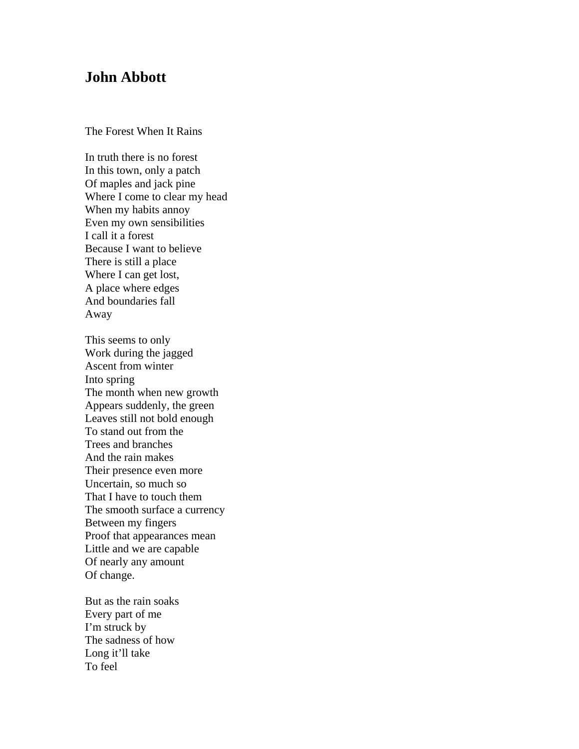## John Abbott

The Forest When It Rains

In truth there is no forest  
In this town, only a patch  
Of maples and jack pine  
Where I come to clear my head  
When my habits annoy  
Even my own sensibilities  
I call it a forest  
Because I want to believe  
There is still a place  
Where I can get lost,  
A place where edges  
And boundaries fall  
Away

This seems to only  
Work during the jagged  
Ascent from winter  
Into spring  
The month when new growth  
Appears suddenly, the green  
Leaves still not bold enough  
To stand out from the  
Trees and branches  
And the rain makes  
Their presence even more  
Uncertain, so much so  
That I have to touch them  
The smooth surface a currency  
Between my fingers  
Proof that appearances mean  
Little and we are capable  
Of nearly any amount  
Of change.

But as the rain soaks  
Every part of me  
I'm struck by  
The sadness of how  
Long it'll take  
To feel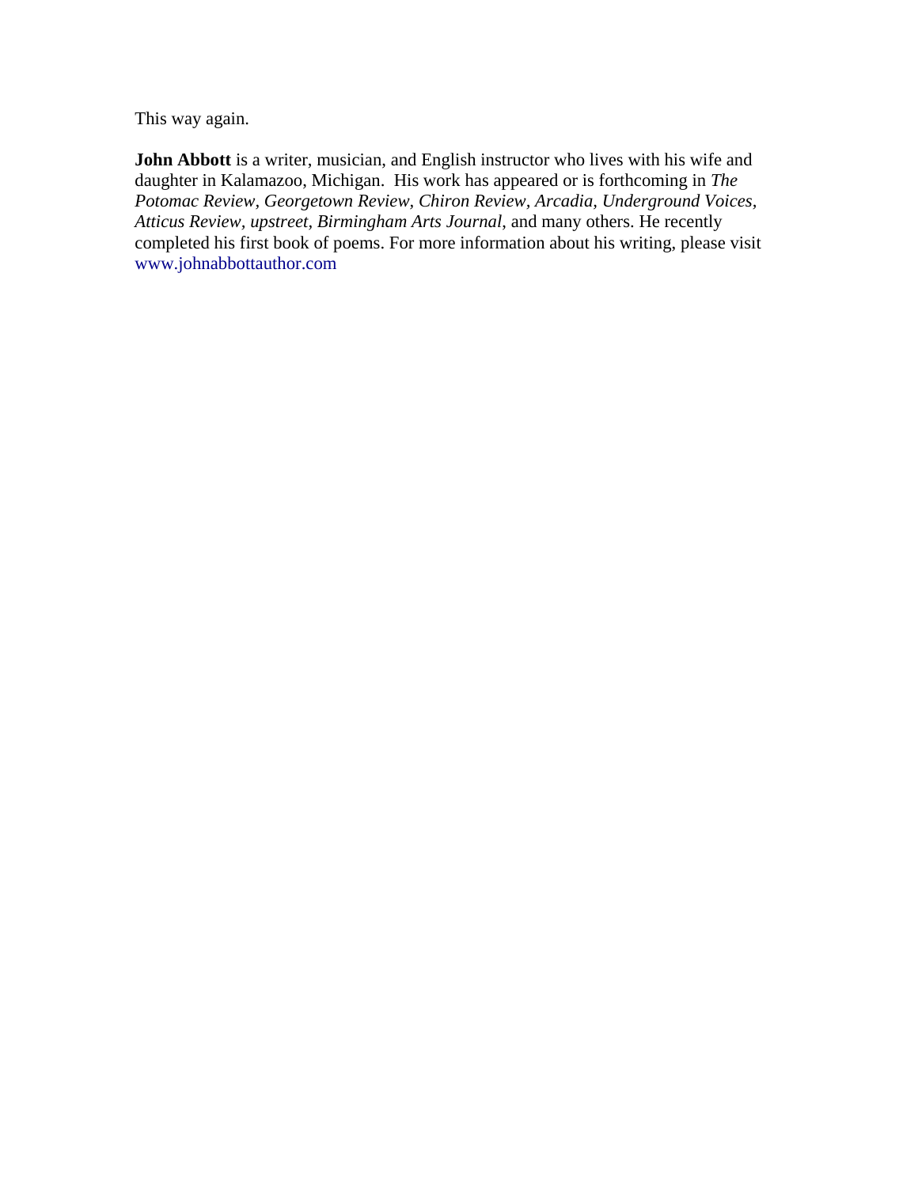This way again.

**John Abbott** is a writer, musician, and English instructor who lives with his wife and daughter in Kalamazoo, Michigan. His work has appeared or is forthcoming in *The Potomac Review*, *Georgetown Review*, *Chiron Review*, *Arcadia, Underground Voices*, *Atticus Review*, *upstreet*, *Birmingham Arts Journal*, and many others. He recently completed his first book of poems. For more information about his writing, please visit www.johnabbottauthor.com